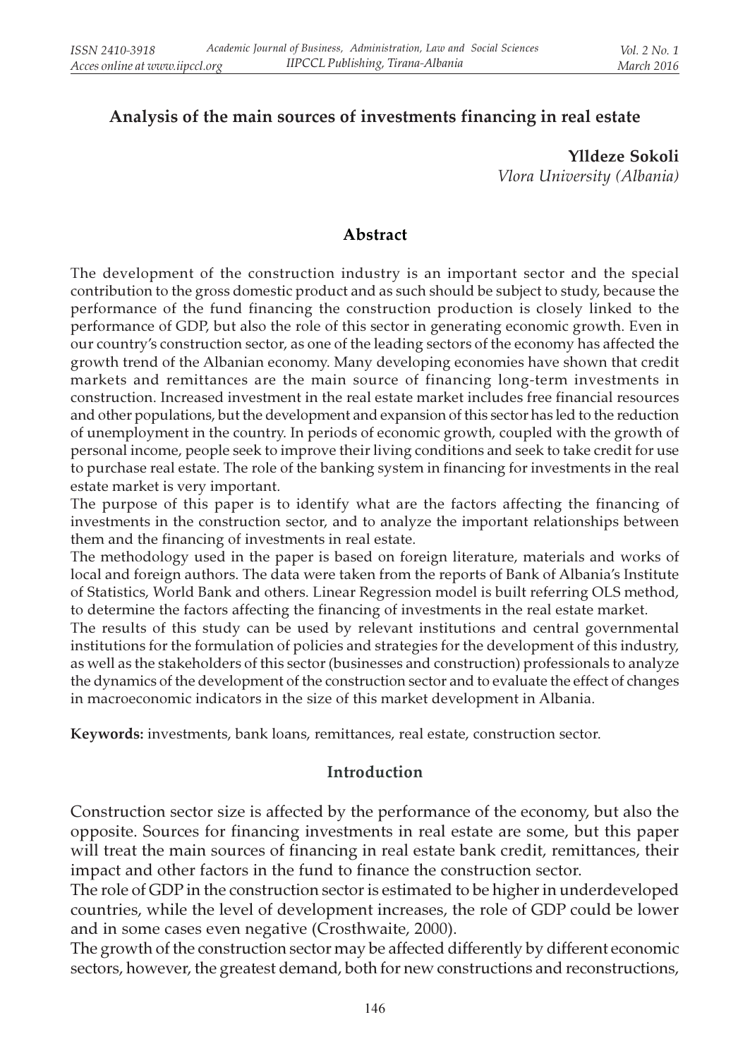## Analysis of the main sources of investments financing in real estate

**Ylldeze Sokoli**
*Vlora University (Albania)*

### Abstract

The development of the construction industry is an important sector and the special contribution to the gross domestic product and as such should be subject to study, because the performance of the fund financing the construction production is closely linked to the performance of GDP, but also the role of this sector in generating economic growth. Even in our country's construction sector, as one of the leading sectors of the economy has affected the growth trend of the Albanian economy. Many developing economies have shown that credit markets and remittances are the main source of financing long-term investments in construction. Increased investment in the real estate market includes free financial resources and other populations, but the development and expansion of this sector has led to the reduction of unemployment in the country. In periods of economic growth, coupled with the growth of personal income, people seek to improve their living conditions and seek to take credit for use to purchase real estate. The role of the banking system in financing for investments in the real estate market is very important.

The purpose of this paper is to identify what are the factors affecting the financing of investments in the construction sector, and to analyze the important relationships between them and the financing of investments in real estate.

The methodology used in the paper is based on foreign literature, materials and works of local and foreign authors. The data were taken from the reports of Bank of Albania's Institute of Statistics, World Bank and others. Linear Regression model is built referring OLS method, to determine the factors affecting the financing of investments in the real estate market.

The results of this study can be used by relevant institutions and central governmental institutions for the formulation of policies and strategies for the development of this industry, as well as the stakeholders of this sector (businesses and construction) professionals to analyze the dynamics of the development of the construction sector and to evaluate the effect of changes in macroeconomic indicators in the size of this market development in Albania.

**Keywords:** investments, bank loans, remittances, real estate, construction sector.

### Introduction

Construction sector size is affected by the performance of the economy, but also the opposite. Sources for financing investments in real estate are some, but this paper will treat the main sources of financing in real estate bank credit, remittances, their impact and other factors in the fund to finance the construction sector.

The role of GDP in the construction sector is estimated to be higher in underdeveloped countries, while the level of development increases, the role of GDP could be lower and in some cases even negative (Crosthwaite, 2000).

The growth of the construction sector may be affected differently by different economic sectors, however, the greatest demand, both for new constructions and reconstructions,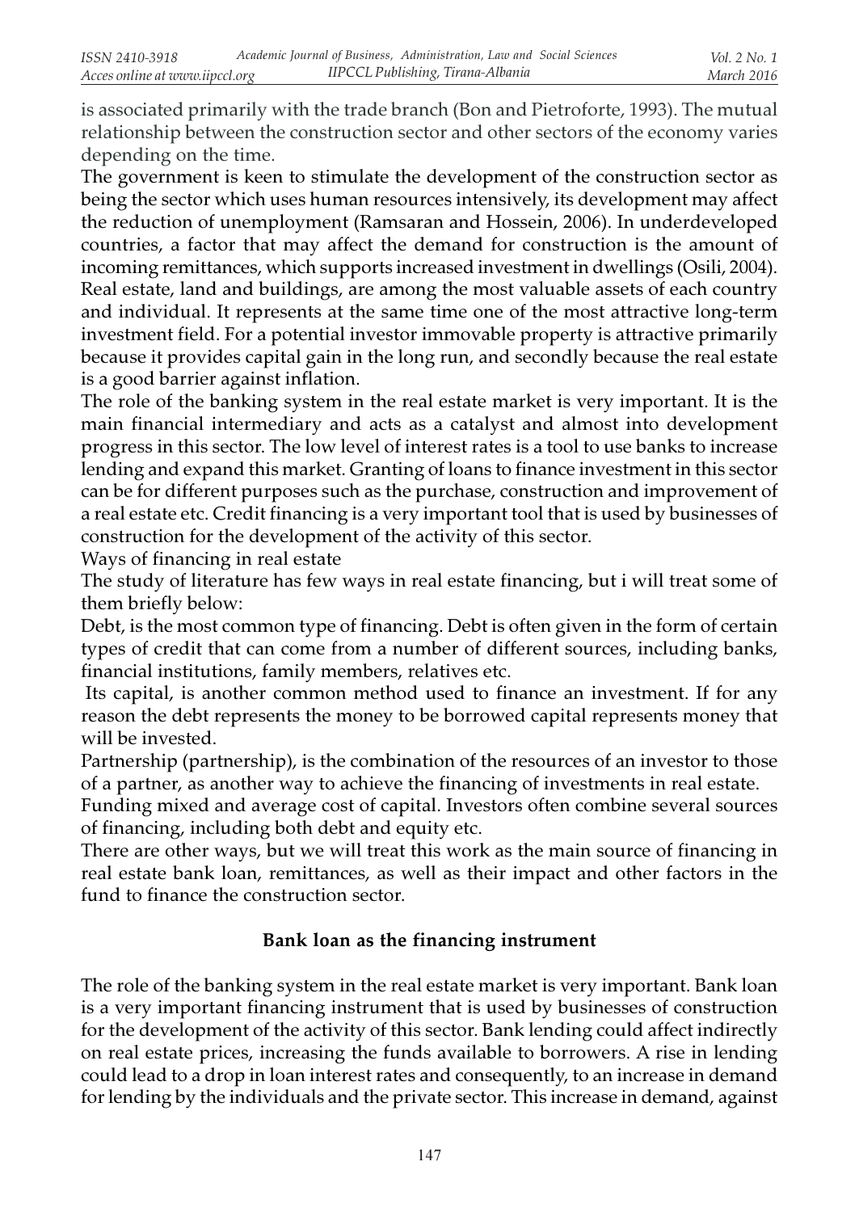is associated primarily with the trade branch (Bon and Pietroforte, 1993). The mutual relationship between the construction sector and other sectors of the economy varies depending on the time.

The government is keen to stimulate the development of the construction sector as being the sector which uses human resources intensively, its development may affect the reduction of unemployment (Ramsaran and Hossein, 2006). In underdeveloped countries, a factor that may affect the demand for construction is the amount of incoming remittances, which supports increased investment in dwellings (Osili, 2004). Real estate, land and buildings, are among the most valuable assets of each country and individual. It represents at the same time one of the most attractive long-term investment field. For a potential investor immovable property is attractive primarily because it provides capital gain in the long run, and secondly because the real estate is a good barrier against inflation.

The role of the banking system in the real estate market is very important. It is the main financial intermediary and acts as a catalyst and almost into development progress in this sector. The low level of interest rates is a tool to use banks to increase lending and expand this market. Granting of loans to finance investment in this sector can be for different purposes such as the purchase, construction and improvement of a real estate etc. Credit financing is a very important tool that is used by businesses of construction for the development of the activity of this sector.

Ways of financing in real estate

The study of literature has few ways in real estate financing, but i will treat some of them briefly below:

Debt, is the most common type of financing. Debt is often given in the form of certain types of credit that can come from a number of different sources, including banks, financial institutions, family members, relatives etc.

Its capital, is another common method used to finance an investment. If for any reason the debt represents the money to be borrowed capital represents money that will be invested.

Partnership (partnership), is the combination of the resources of an investor to those of a partner, as another way to achieve the financing of investments in real estate.

Funding mixed and average cost of capital. Investors often combine several sources of financing, including both debt and equity etc.

There are other ways, but we will treat this work as the main source of financing in real estate bank loan, remittances, as well as their impact and other factors in the fund to finance the construction sector.

## Bank loan as the financing instrument

The role of the banking system in the real estate market is very important. Bank loan is a very important financing instrument that is used by businesses of construction for the development of the activity of this sector. Bank lending could affect indirectly on real estate prices, increasing the funds available to borrowers. A rise in lending could lead to a drop in loan interest rates and consequently, to an increase in demand for lending by the individuals and the private sector. This increase in demand, against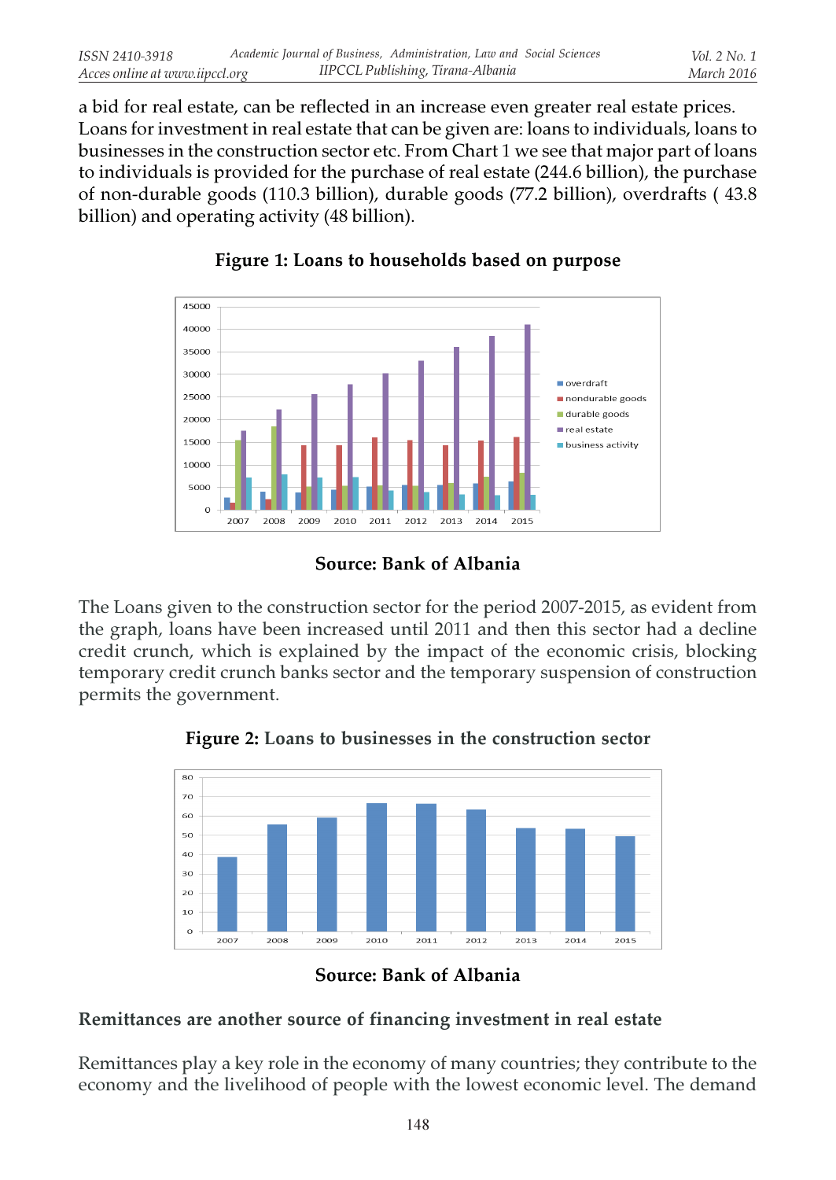a bid for real estate, can be reflected in an increase even greater real estate prices. Loans for investment in real estate that can be given are: loans to individuals, loans to businesses in the construction sector etc. From Chart 1 we see that major part of loans to individuals is provided for the purchase of real estate (244.6 billion), the purchase of non-durable goods (110.3 billion), durable goods (77.2 billion), overdrafts ( 43.8 billion) and operating activity (48 billion).

**Figure 1: Loans to households based on purpose**

**Source: Bank of Albania**

The Loans given to the construction sector for the period 2007-2015, as evident from the graph, loans have been increased until 2011 and then this sector had a decline credit crunch, which is explained by the impact of the economic crisis, blocking temporary credit crunch banks sector and the temporary suspension of construction permits the government.

**Figure 2: Loans to businesses in the construction sector**

**Source: Bank of Albania**

**Remittances are another source of financing investment in real estate**

Remittances play a key role in the economy of many countries; they contribute to the economy and the livelihood of people with the lowest economic level. The demand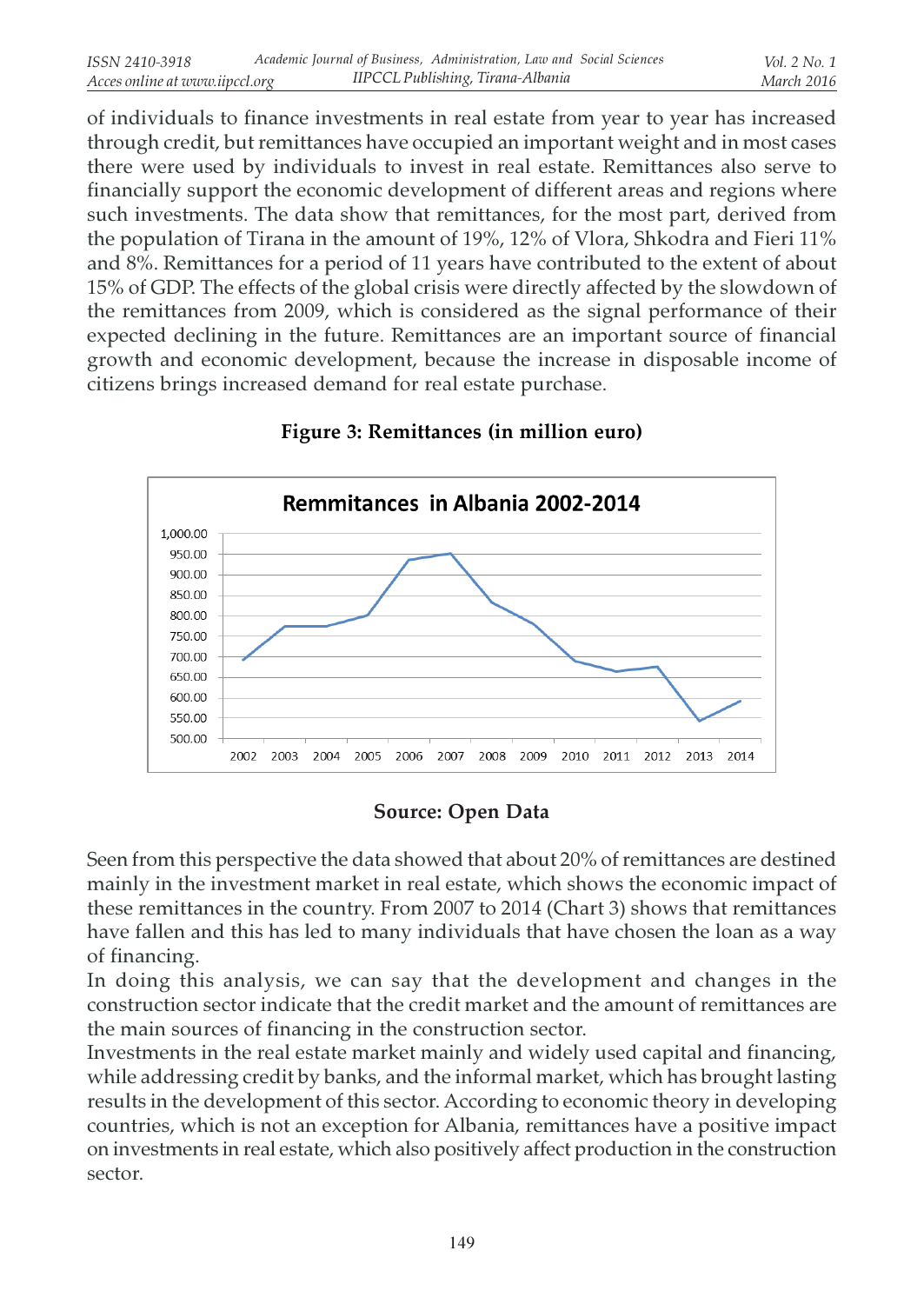of individuals to finance investments in real estate from year to year has increased through credit, but remittances have occupied an important weight and in most cases there were used by individuals to invest in real estate. Remittances also serve to financially support the economic development of different areas and regions where such investments. The data show that remittances, for the most part, derived from the population of Tirana in the amount of 19%, 12% of Vlora, Shkodra and Fieri 11% and 8%. Remittances for a period of 11 years have contributed to the extent of about 15% of GDP. The effects of the global crisis were directly affected by the slowdown of the remittances from 2009, which is considered as the signal performance of their expected declining in the future. Remittances are an important source of financial growth and economic development, because the increase in disposable income of citizens brings increased demand for real estate purchase.

**Figure 3: Remittances (in million euro)**

**Source: Open Data**

Seen from this perspective the data showed that about 20% of remittances are destined mainly in the investment market in real estate, which shows the economic impact of these remittances in the country. From 2007 to 2014 (Chart 3) shows that remittances have fallen and this has led to many individuals that have chosen the loan as a way of financing.

In doing this analysis, we can say that the development and changes in the construction sector indicate that the credit market and the amount of remittances are the main sources of financing in the construction sector.

Investments in the real estate market mainly and widely used capital and financing, while addressing credit by banks, and the informal market, which has brought lasting results in the development of this sector. According to economic theory in developing countries, which is not an exception for Albania, remittances have a positive impact on investments in real estate, which also positively affect production in the construction sector.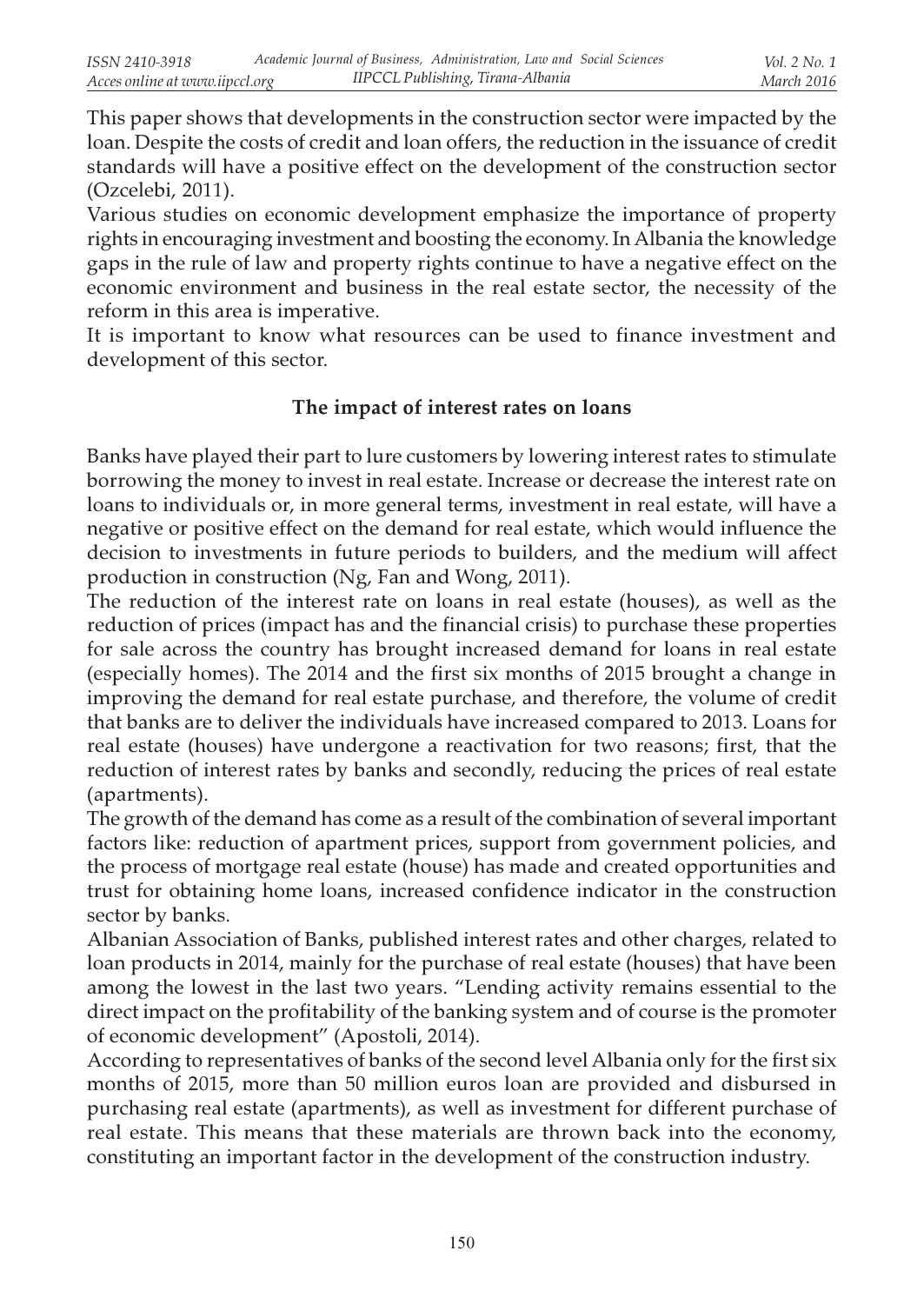This paper shows that developments in the construction sector were impacted by the loan. Despite the costs of credit and loan offers, the reduction in the issuance of credit standards will have a positive effect on the development of the construction sector (Ozcelebi, 2011).

Various studies on economic development emphasize the importance of property rights in encouraging investment and boosting the economy. In Albania the knowledge gaps in the rule of law and property rights continue to have a negative effect on the economic environment and business in the real estate sector, the necessity of the reform in this area is imperative.

It is important to know what resources can be used to finance investment and development of this sector.

## The impact of interest rates on loans

Banks have played their part to lure customers by lowering interest rates to stimulate borrowing the money to invest in real estate. Increase or decrease the interest rate on loans to individuals or, in more general terms, investment in real estate, will have a negative or positive effect on the demand for real estate, which would influence the decision to investments in future periods to builders, and the medium will affect production in construction (Ng, Fan and Wong, 2011).

The reduction of the interest rate on loans in real estate (houses), as well as the reduction of prices (impact has and the financial crisis) to purchase these properties for sale across the country has brought increased demand for loans in real estate (especially homes). The 2014 and the first six months of 2015 brought a change in improving the demand for real estate purchase, and therefore, the volume of credit that banks are to deliver the individuals have increased compared to 2013. Loans for real estate (houses) have undergone a reactivation for two reasons; first, that the reduction of interest rates by banks and secondly, reducing the prices of real estate (apartments).

The growth of the demand has come as a result of the combination of several important factors like: reduction of apartment prices, support from government policies, and the process of mortgage real estate (house) has made and created opportunities and trust for obtaining home loans, increased confidence indicator in the construction sector by banks.

Albanian Association of Banks, published interest rates and other charges, related to loan products in 2014, mainly for the purchase of real estate (houses) that have been among the lowest in the last two years. "Lending activity remains essential to the direct impact on the profitability of the banking system and of course is the promoter of economic development" (Apostoli, 2014).

According to representatives of banks of the second level Albania only for the first six months of 2015, more than 50 million euros loan are provided and disbursed in purchasing real estate (apartments), as well as investment for different purchase of real estate. This means that these materials are thrown back into the economy, constituting an important factor in the development of the construction industry.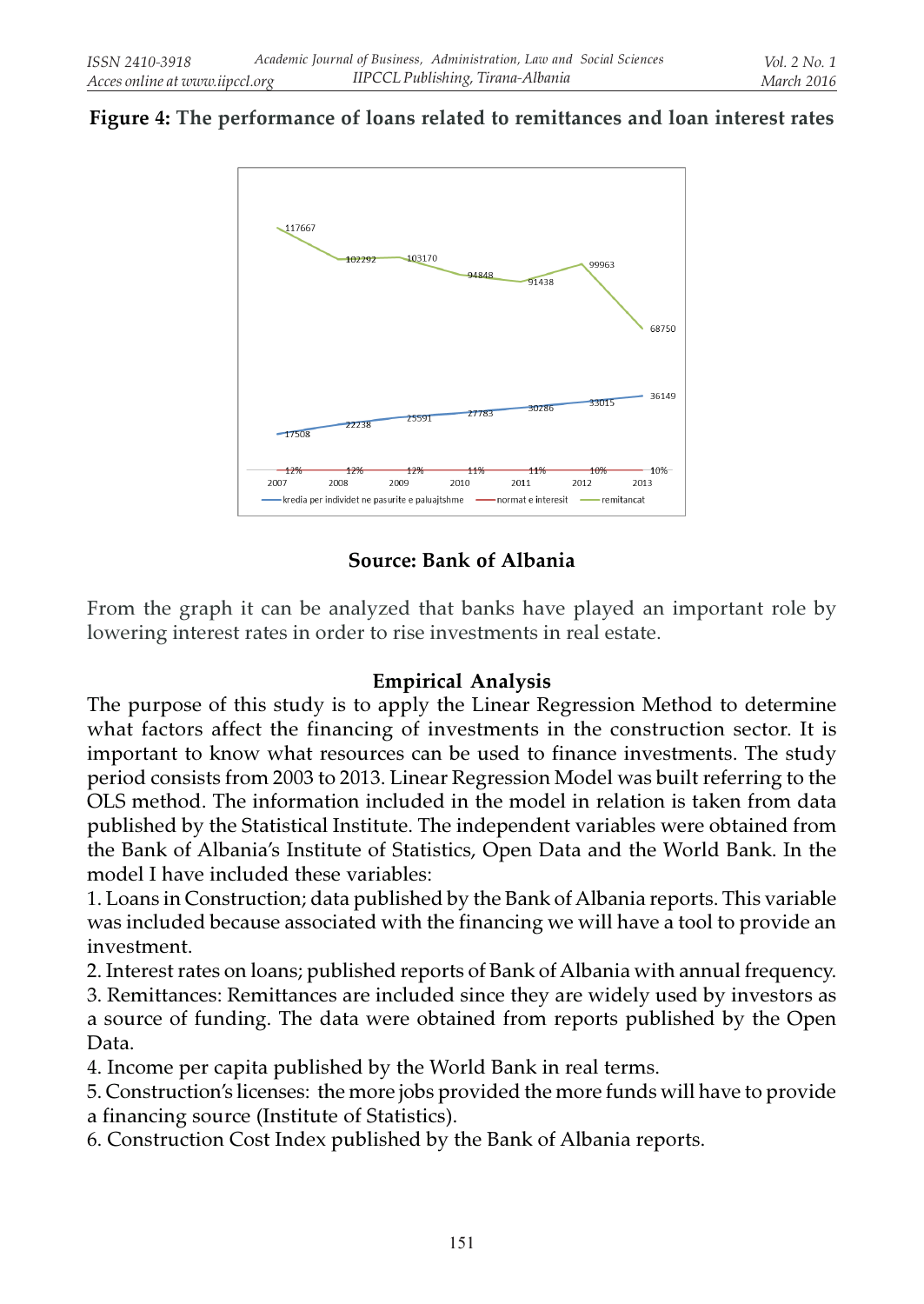**Figure 4: The performance of loans related to remittances and loan interest rates**

**Source: Bank of Albania**

From the graph it can be analyzed that banks have played an important role by lowering interest rates in order to rise investments in real estate.

### Empirical Analysis

The purpose of this study is to apply the Linear Regression Method to determine what factors affect the financing of investments in the construction sector. It is important to know what resources can be used to finance investments. The study period consists from 2003 to 2013. Linear Regression Model was built referring to the OLS method. The information included in the model in relation is taken from data published by the Statistical Institute. The independent variables were obtained from the Bank of Albania's Institute of Statistics, Open Data and the World Bank. In the model I have included these variables:

1. Loans in Construction; data published by the Bank of Albania reports. This variable was included because associated with the financing we will have a tool to provide an investment.
2. Interest rates on loans; published reports of Bank of Albania with annual frequency.
3. Remittances: Remittances are included since they are widely used by investors as a source of funding. The data were obtained from reports published by the Open Data.
4. Income per capita published by the World Bank in real terms.
5. Construction's licenses: the more jobs provided the more funds will have to provide a financing source (Institute of Statistics).
6. Construction Cost Index published by the Bank of Albania reports.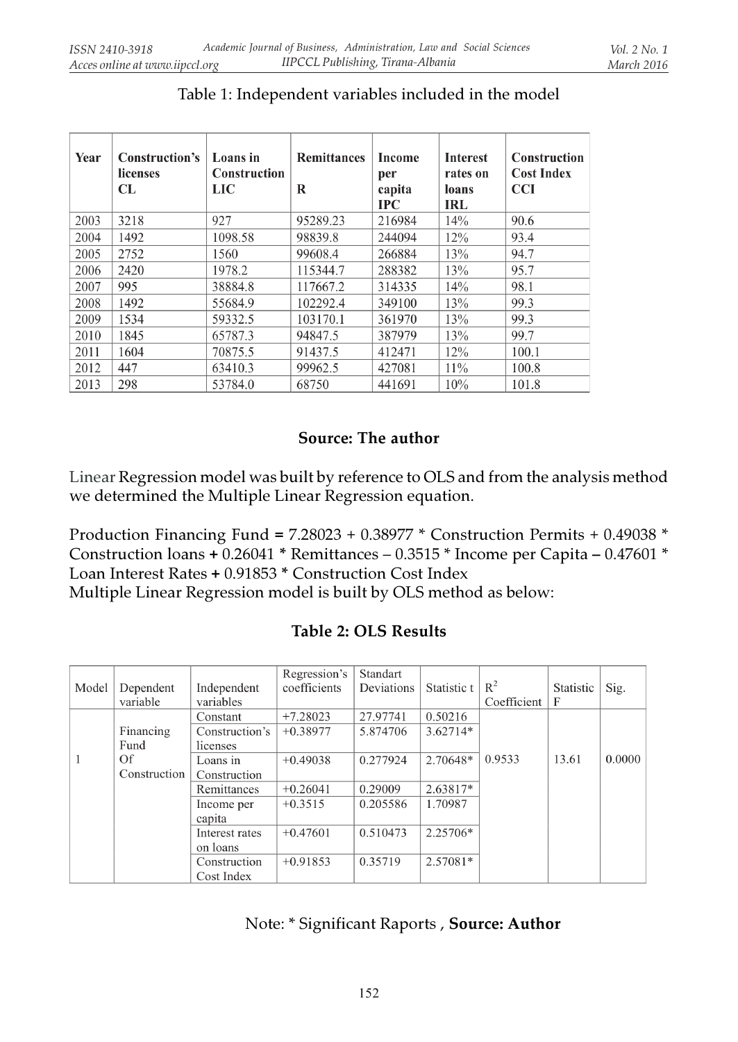Table 1: Independent variables included in the model

| Year | Construction's licenses CL | Loans in Construction LIC | Remittances R | Income per capita IPC | Interest rates on loans IRL | Construction Cost Index CCI |
|---|---|---|---|---|---|---|
| 2003 | 3218 | 927 | 95289.23 | 216984 | 14% | 90.6 |
| 2004 | 1492 | 1098.58 | 98839.8 | 244094 | 12% | 93.4 |
| 2005 | 2752 | 1560 | 99608.4 | 266884 | 13% | 94.7 |
| 2006 | 2420 | 1978.2 | 115344.7 | 288382 | 13% | 95.7 |
| 2007 | 995 | 38884.8 | 117667.2 | 314335 | 14% | 98.1 |
| 2008 | 1492 | 55684.9 | 102292.4 | 349100 | 13% | 99.3 |
| 2009 | 1534 | 59332.5 | 103170.1 | 361970 | 13% | 99.3 |
| 2010 | 1845 | 65787.3 | 94847.5 | 387979 | 13% | 99.7 |
| 2011 | 1604 | 70875.5 | 91437.5 | 412471 | 12% | 100.1 |
| 2012 | 447 | 63410.3 | 99962.5 | 427081 | 11% | 100.8 |
| 2013 | 298 | 53784.0 | 68750 | 441691 | 10% | 101.8 |

**Source: The author**

Linear Regression model was built by reference to OLS and from the analysis method we determined the Multiple Linear Regression equation.

Production Financing Fund **=** 7.28023 + 0.38977 * Construction Permits + 0.49038 * Construction loans **+** 0.26041 * Remittances **–** 0.3515 * Income per Capita **–** 0.47601 * Loan Interest Rates **+** 0.91853 * Construction Cost Index
Multiple Linear Regression model is built by OLS method as below:

**Table 2: OLS Results**

| Model | Dependent variable | Independent variables | Regression's coefficients | Standart Deviations | Statistic t | $R^2$ Coefficient | Statistic F | Sig. |
|---|---|---|---|---|---|---|---|---|
| 1 | Financing Fund Of Construction | Constant | +7.28023 | 27.97741 | 0.50216 | 0.9533 | 13.61 | 0.0000 |
| | | Construction's licenses | +0.38977 | 5.874706 | 3.62714* | | | |
| | | Loans in Construction | +0.49038 | 0.277924 | 2.70648* | | | |
| | | Remittances | +0.26041 | 0.29009 | 2.63817* | | | |
| | | Income per capita | +0.3515 | 0.205586 | 1.70987 | | | |
| | | Interest rates on loans | +0.47601 | 0.510473 | 2.25706* | | | |
| | | Construction Cost Index | +0.91853 | 0.35719 | 2.57081* | | | |

Note: * Significant Raports , **Source: Author**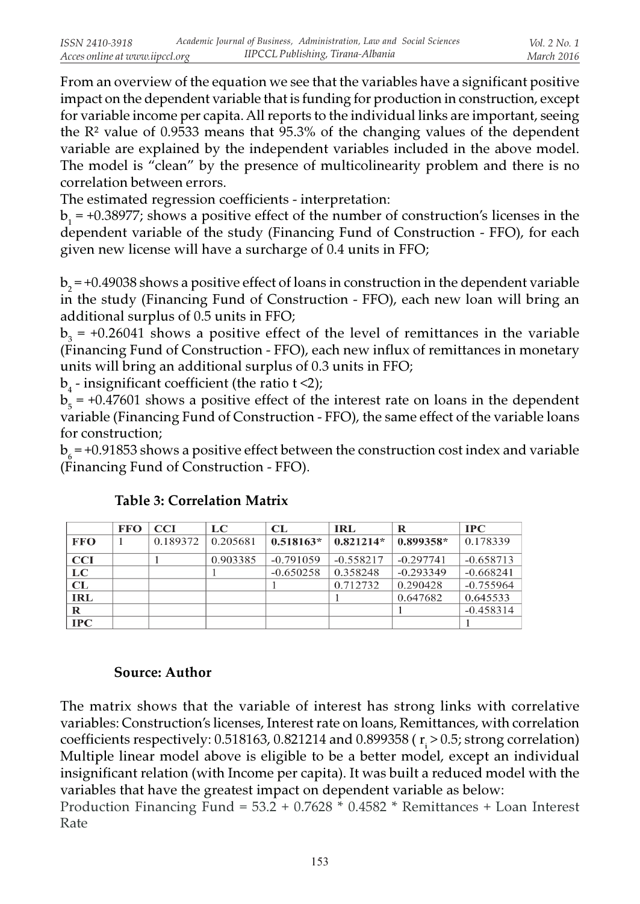From an overview of the equation we see that the variables have a significant positive impact on the dependent variable that is funding for production in construction, except for variable income per capita. All reports to the individual links are important, seeing the $R^2$ value of 0.9533 means that 95.3% of the changing values of the dependent variable are explained by the independent variables included in the above model. The model is "clean" by the presence of multicolinearity problem and there is no correlation between errors.

The estimated regression coefficients - interpretation:

$b_1$ = +0.38977; shows a positive effect of the number of construction's licenses in the dependent variable of the study (Financing Fund of Construction - FFO), for each given new license will have a surcharge of 0.4 units in FFO;

$b_2$ = +0.49038 shows a positive effect of loans in construction in the dependent variable in the study (Financing Fund of Construction - FFO), each new loan will bring an additional surplus of 0.5 units in FFO;

$b_3$ = +0.26041 shows a positive effect of the level of remittances in the variable (Financing Fund of Construction - FFO), each new influx of remittances in monetary units will bring an additional surplus of 0.3 units in FFO;

$b_4$ - insignificant coefficient (the ratio $t < 2$);

$b_5$ = +0.47601 shows a positive effect of the interest rate on loans in the dependent variable (Financing Fund of Construction - FFO), the same effect of the variable loans for construction;

$b_6$ = +0.91853 shows a positive effect between the construction cost index and variable (Financing Fund of Construction - FFO).

**Table 3: Correlation Matrix**

| | FFO | CCI | LC | CL | IRL | R | IPC |
|---|---|---|---|---|---|---|---|
| **FFO** | 1 | 0.189372 | 0.205681 | **0.518163*** | **0.821214*** | **0.899358*** | 0.178339 |
| **CCI** | | 1 | 0.903385 | -0.791059 | -0.558217 | -0.297741 | -0.658713 |
| **LC** | | | 1 | -0.650258 | 0.358248 | -0.293349 | -0.668241 |
| **CL** | | | | 1 | 0.712732 | 0.290428 | -0.755964 |
| **IRL** | | | | | 1 | 0.647682 | 0.645533 |
| **R** | | | | | | 1 | -0.458314 |
| **IPC** | | | | | | | 1 |

**Source: Author**

The matrix shows that the variable of interest has strong links with correlative variables: Construction's licenses, Interest rate on loans, Remittances, with correlation coefficients respectively: 0.518163, 0.821214 and 0.899358 ( $r_i > 0.5$; strong correlation) Multiple linear model above is eligible to be a better model, except an individual insignificant relation (with Income per capita). It was built a reduced model with the variables that have the greatest impact on dependent variable as below:

Production Financing Fund = 53.2 + 0.7628 * 0.4582 * Remittances + Loan Interest Rate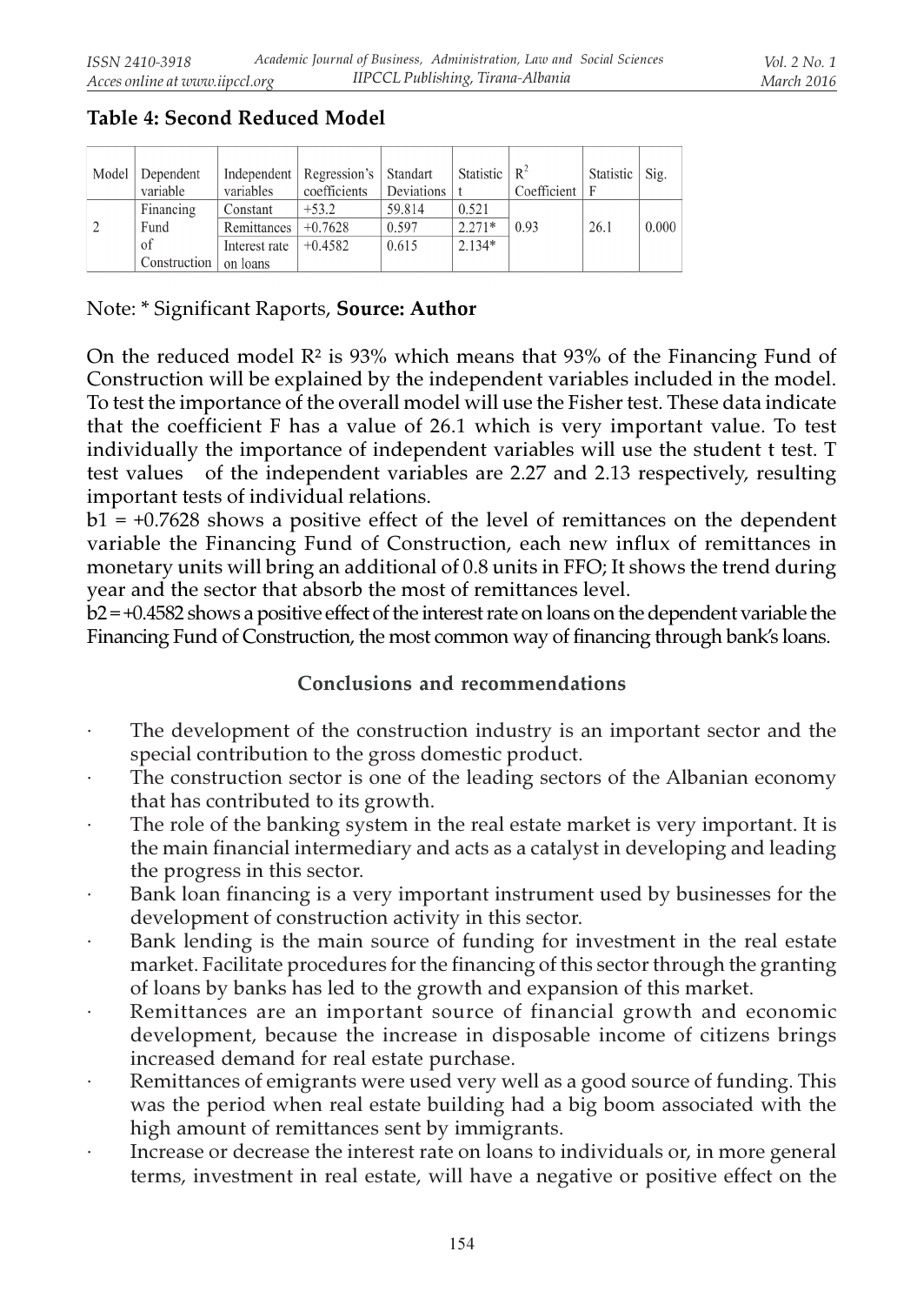### Table 4: Second Reduced Model

| Model | Dependent variable | Independent variables | Regression's coefficients | Standart Deviations | Statistic t | $R^2$ Coefficient | Statistic F | Sig. |
|---|---|---|---|---|---|---|---|---|
| 2 | Financing Fund of Construction | Constant | +53.2 | 59.814 | 0.521 | 0.93 | 26.1 | 0.000 |
| | | Remittances | +0.7628 | 0.597 | 2.271* | | | |
| | | Interest rate on loans | +0.4582 | 0.615 | 2.134* | | | |

Note: * Significant Raports, **Source: Author**

On the reduced model $R^2$ is 93% which means that 93% of the Financing Fund of Construction will be explained by the independent variables included in the model. To test the importance of the overall model will use the Fisher test. These data indicate that the coefficient F has a value of 26.1 which is very important value. To test individually the importance of independent variables will use the student t test. T test values of the independent variables are 2.27 and 2.13 respectively, resulting important tests of individual relations.

$b_1 = +0.7628$ shows a positive effect of the level of remittances on the dependent variable the Financing Fund of Construction, each new influx of remittances in monetary units will bring an additional of 0.8 units in FFO; It shows the trend during year and the sector that absorb the most of remittances level.

$b_2 = +0.4582$ shows a positive effect of the interest rate on loans on the dependent variable the Financing Fund of Construction, the most common way of financing through bank's loans.

## Conclusions and recommendations

- The development of the construction industry is an important sector and the special contribution to the gross domestic product.
- The construction sector is one of the leading sectors of the Albanian economy that has contributed to its growth.
- The role of the banking system in the real estate market is very important. It is the main financial intermediary and acts as a catalyst in developing and leading the progress in this sector.
- Bank loan financing is a very important instrument used by businesses for the development of construction activity in this sector.
- Bank lending is the main source of funding for investment in the real estate market. Facilitate procedures for the financing of this sector through the granting of loans by banks has led to the growth and expansion of this market.
- Remittances are an important source of financial growth and economic development, because the increase in disposable income of citizens brings increased demand for real estate purchase.
- Remittances of emigrants were used very well as a good source of funding. This was the period when real estate building had a big boom associated with the high amount of remittances sent by immigrants.
- Increase or decrease the interest rate on loans to individuals or, in more general terms, investment in real estate, will have a negative or positive effect on the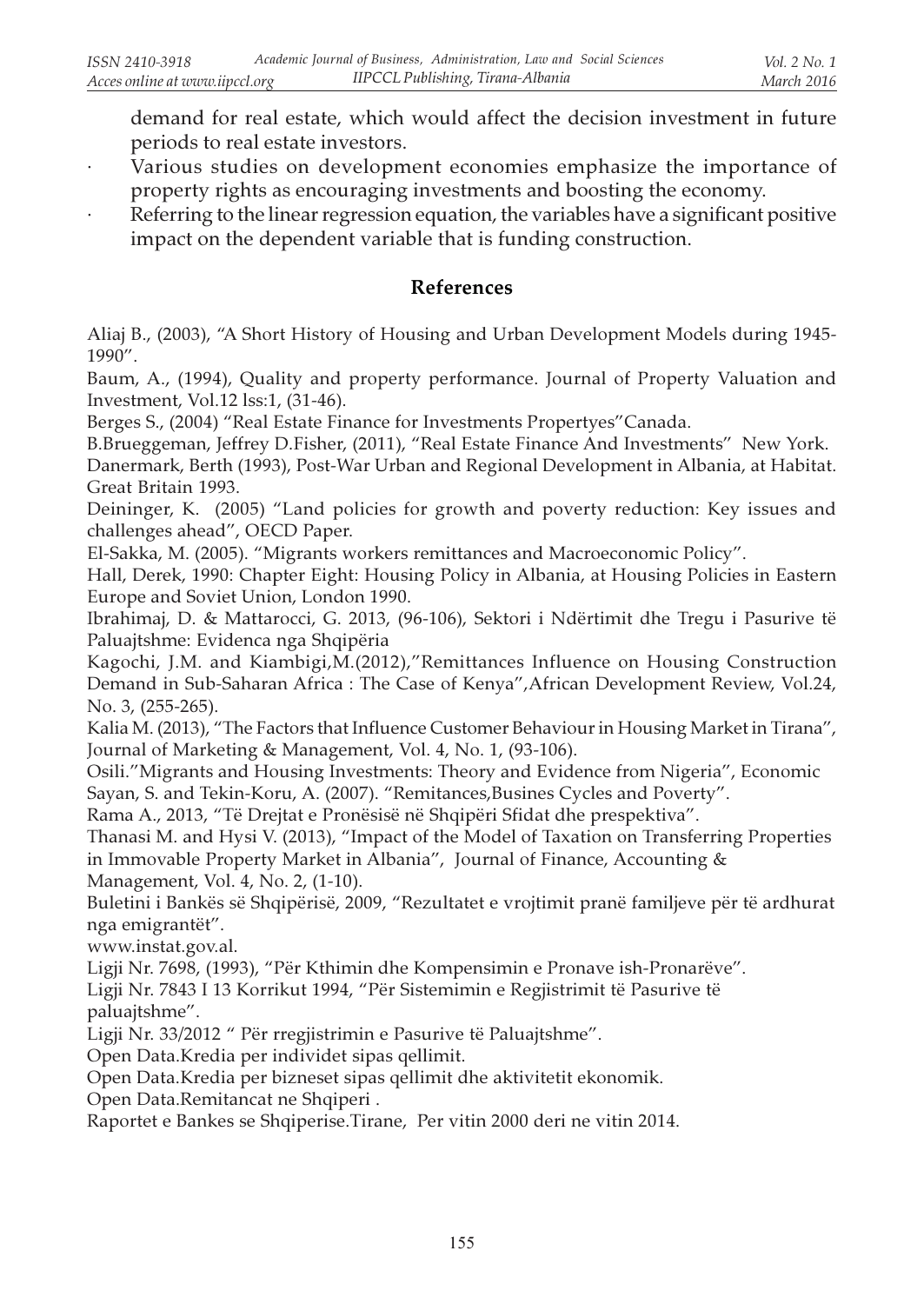demand for real estate, which would affect the decision investment in future periods to real estate investors.

- Various studies on development economies emphasize the importance of property rights as encouraging investments and boosting the economy.
- Referring to the linear regression equation, the variables have a significant positive impact on the dependent variable that is funding construction.

## References

Aliaj B., (2003), "A Short History of Housing and Urban Development Models during 1945-1990".

Baum, A., (1994), Quality and property performance. Journal of Property Valuation and Investment, Vol.12 lss:1, (31-46).

Berges S., (2004) "Real Estate Finance for Investments Propertyes"Canada.

B.Brueggeman, Jeffrey D.Fisher, (2011), "Real Estate Finance And Investments" New York.

Danermark, Berth (1993), Post-War Urban and Regional Development in Albania, at Habitat. Great Britain 1993.

Deininger, K. (2005) "Land policies for growth and poverty reduction: Key issues and challenges ahead", OECD Paper.

El-Sakka, M. (2005). "Migrants workers remittances and Macroeconomic Policy".

Hall, Derek, 1990: Chapter Eight: Housing Policy in Albania, at Housing Policies in Eastern Europe and Soviet Union, London 1990.

Ibrahimaj, D. & Mattarocci, G. 2013, (96-106), Sektori i Ndërtimit dhe Tregu i Pasurive të Paluajtshme: Evidenca nga Shqipëria

Kagochi, J.M. and Kiambigi,M.(2012),"Remittances Influence on Housing Construction Demand in Sub-Saharan Africa : The Case of Kenya",African Development Review, Vol.24, No. 3, (255-265).

Kalia M. (2013), "The Factors that Influence Customer Behaviour in Housing Market in Tirana", Journal of Marketing & Management, Vol. 4, No. 1, (93-106).

Osili."Migrants and Housing Investments: Theory and Evidence from Nigeria", Economic

Sayan, S. and Tekin-Koru, A. (2007). "Remitances,Busines Cycles and Poverty".

Rama A., 2013, "Të Drejtat e Pronësisë në Shqipëri Sfidat dhe prespektiva".

Thanasi M. and Hysi V. (2013), "Impact of the Model of Taxation on Transferring Properties in Immovable Property Market in Albania", Journal of Finance, Accounting & Management, Vol. 4, No. 2, (1-10).

Buletini i Bankës së Shqipërisë, 2009, "Rezultatet e vrojtimit pranë familjeve për të ardhurat nga emigrantët".

www.instat.gov.al.

Ligji Nr. 7698, (1993), "Për Kthimin dhe Kompensimin e Pronave ish-Pronarëve".

Ligji Nr. 7843 I 13 Korrikut 1994, "Për Sistemimin e Regjistrimit të Pasurive të paluajtshme".

Ligji Nr. 33/2012 " Për rregjistrimin e Pasurive të Paluajtshme".

Open Data.Kredia per individet sipas qellimit.

Open Data.Kredia per bizneset sipas qellimit dhe aktivitetit ekonomik.

Open Data.Remitancat ne Shqiperi .

Raportet e Bankes se Shqiperise.Tirane, Per vitin 2000 deri ne vitin 2014.